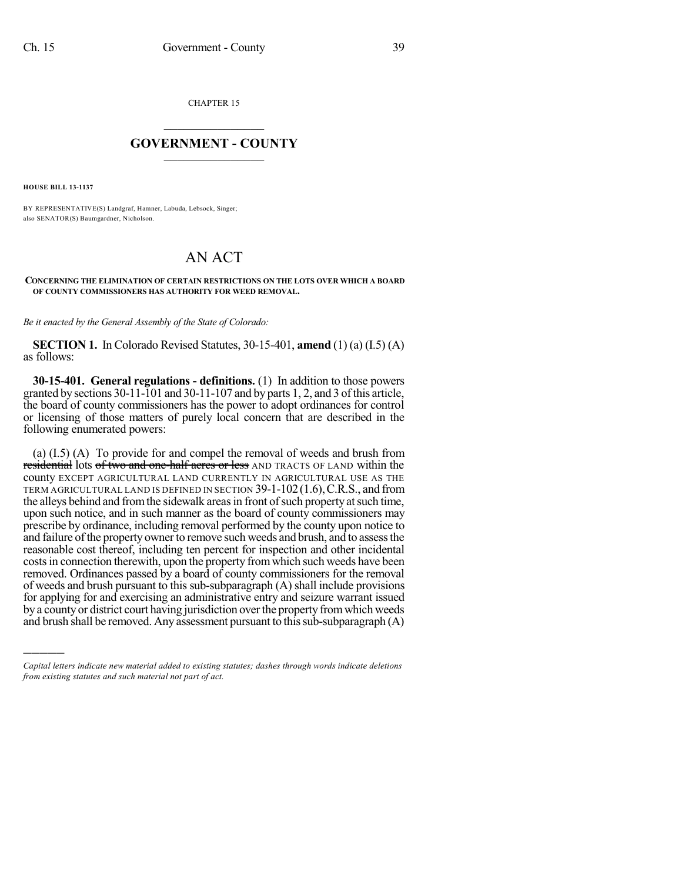CHAPTER 15

# GOVERNMENT - COUNTY

**HOUSE BILL 13-1137**

BY REPRESENTATIVE(S) Landgraf, Hamner, Labuda, Lebsock, Singer; also SENATOR(S) Baumgardner, Nicholson.

# AN ACT

**CONCERNING THE ELIMINATION OF CERTAIN RESTRICTIONS ON THE LOTS OVER WHICH A BOARD OF COUNTY COMMISSIONERS HAS AUTHORITY FOR WEED REMOVAL.**

*Be it enacted by the General Assembly of the State of Colorado:*

**SECTION 1.** In Colorado Revised Statutes, 30-15-401, **amend** (1) (a) (I.5) (A) as follows:

**30-15-401. General regulations - definitions.** (1) In addition to those powers granted by sections 30-11-101 and 30-11-107 and by parts 1, 2, and 3 of this article, the board of county commissioners has the power to adopt ordinances for control or licensing of those matters of purely local concern that are described in the following enumerated powers:

(a) (I.5) (A) To provide for and compel the removal of weeds and brush from ~~residential~~ lots ~~of two and one-half acres or less~~ AND TRACTS OF LAND within the county EXCEPT AGRICULTURAL LAND CURRENTLY IN AGRICULTURAL USE AS THE TERM AGRICULTURAL LAND IS DEFINED IN SECTION 39-1-102 (1.6), C.R.S., and from the alleys behind and from the sidewalk areas in front of such property at such time, upon such notice, and in such manner as the board of county commissioners may prescribe by ordinance, including removal performed by the county upon notice to and failure of the property owner to remove such weeds and brush, and to assess the reasonable cost thereof, including ten percent for inspection and other incidental costs in connection therewith, upon the property from which such weeds have been removed. Ordinances passed by a board of county commissioners for the removal of weeds and brush pursuant to this sub-subparagraph (A) shall include provisions for applying for and exercising an administrative entry and seizure warrant issued by a county or district court having jurisdiction over the property from which weeds and brush shall be removed. Any assessment pursuant to this sub-subparagraph (A)

*Capital letters indicate new material added to existing statutes; dashes through words indicate deletions from existing statutes and such material not part of act.*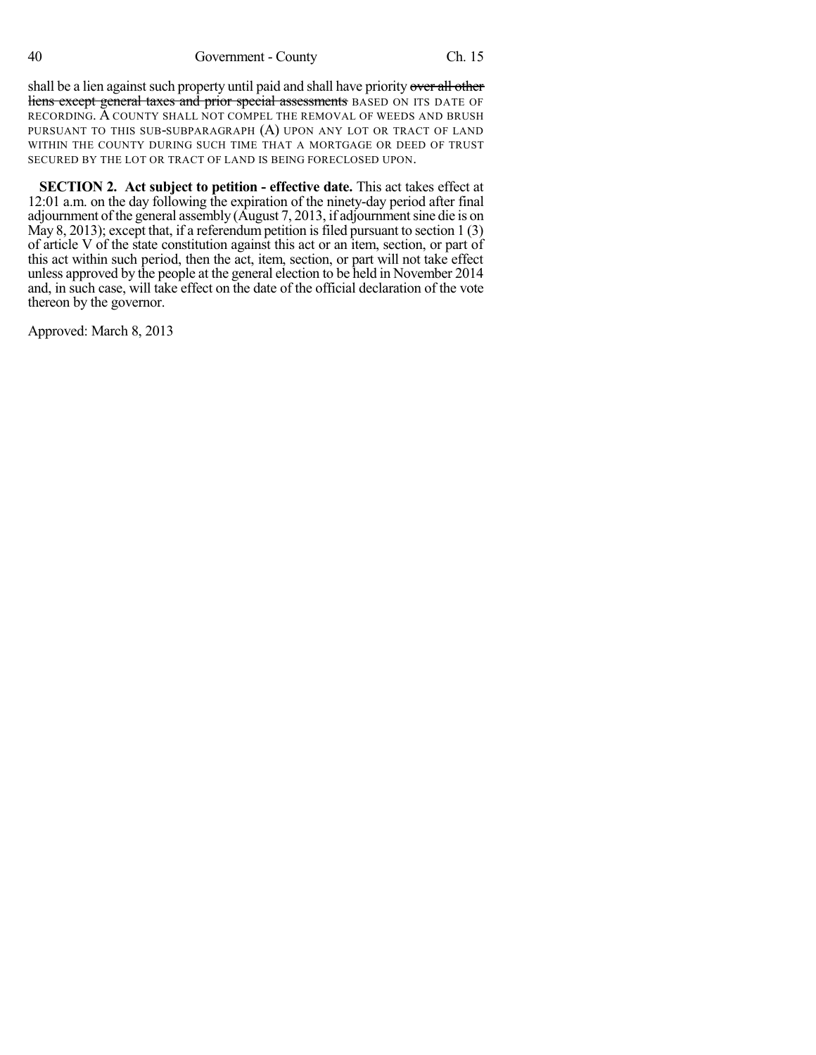shall be a lien against such property until paid and shall have priority ~~over all other liens except general taxes and prior special assessments~~ BASED ON ITS DATE OF RECORDING. A COUNTY SHALL NOT COMPEL THE REMOVAL OF WEEDS AND BRUSH PURSUANT TO THIS SUB-SUBPARAGRAPH (A) UPON ANY LOT OR TRACT OF LAND WITHIN THE COUNTY DURING SUCH TIME THAT A MORTGAGE OR DEED OF TRUST SECURED BY THE LOT OR TRACT OF LAND IS BEING FORECLOSED UPON.

**SECTION 2. Act subject to petition - effective date.** This act takes effect at 12:01 a.m. on the day following the expiration of the ninety-day period after final adjournment of the general assembly (August 7, 2013, if adjournment sine die is on May 8, 2013); except that, if a referendum petition is filed pursuant to section 1 (3) of article V of the state constitution against this act or an item, section, or part of this act within such period, then the act, item, section, or part will not take effect unless approved by the people at the general election to be held in November 2014 and, in such case, will take effect on the date of the official declaration of the vote thereon by the governor.

Approved: March 8, 2013